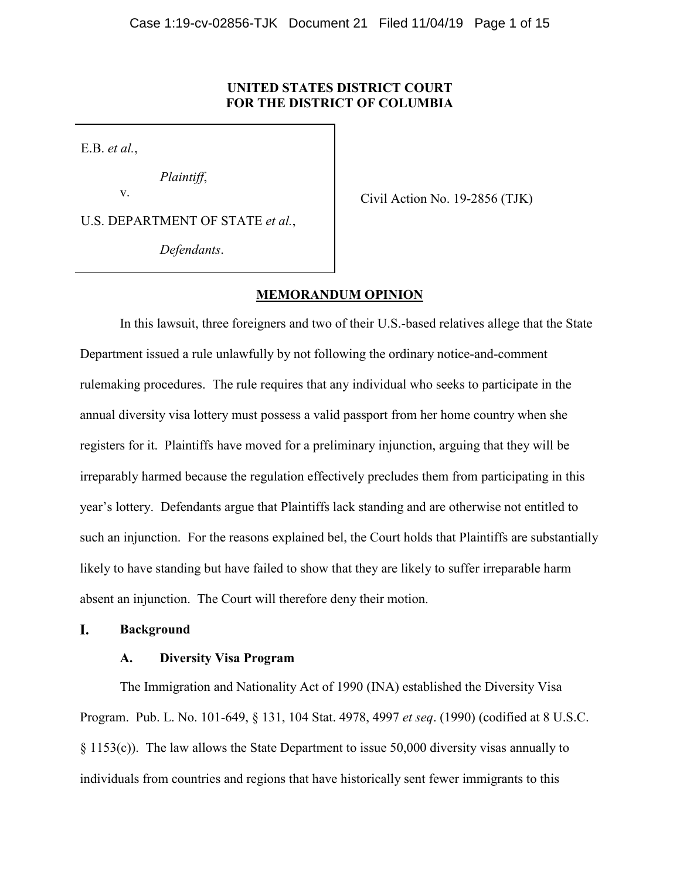**UNITED STATES DISTRICT COURT**
**FOR THE DISTRICT OF COLUMBIA**

E.B. *et al.*,

*Plaintiff*,

v.

U.S. DEPARTMENT OF STATE *et al.*,

*Defendants*.

Civil Action No. 19-2856 (TJK)

**MEMORANDUM OPINION**

In this lawsuit, three foreigners and two of their U.S.-based relatives allege that the State Department issued a rule unlawfully by not following the ordinary notice-and-comment rulemaking procedures. The rule requires that any individual who seeks to participate in the annual diversity visa lottery must possess a valid passport from her home country when she registers for it. Plaintiffs have moved for a preliminary injunction, arguing that they will be irreparably harmed because the regulation effectively precludes them from participating in this year's lottery. Defendants argue that Plaintiffs lack standing and are otherwise not entitled to such an injunction. For the reasons explained bel, the Court holds that Plaintiffs are substantially likely to have standing but have failed to show that they are likely to suffer irreparable harm absent an injunction. The Court will therefore deny their motion.

## I. Background

### A. Diversity Visa Program

The Immigration and Nationality Act of 1990 (INA) established the Diversity Visa Program. Pub. L. No. 101-649, § 131, 104 Stat. 4978, 4997 *et seq*. (1990) (codified at 8 U.S.C. § 1153(c)). The law allows the State Department to issue 50,000 diversity visas annually to individuals from countries and regions that have historically sent fewer immigrants to this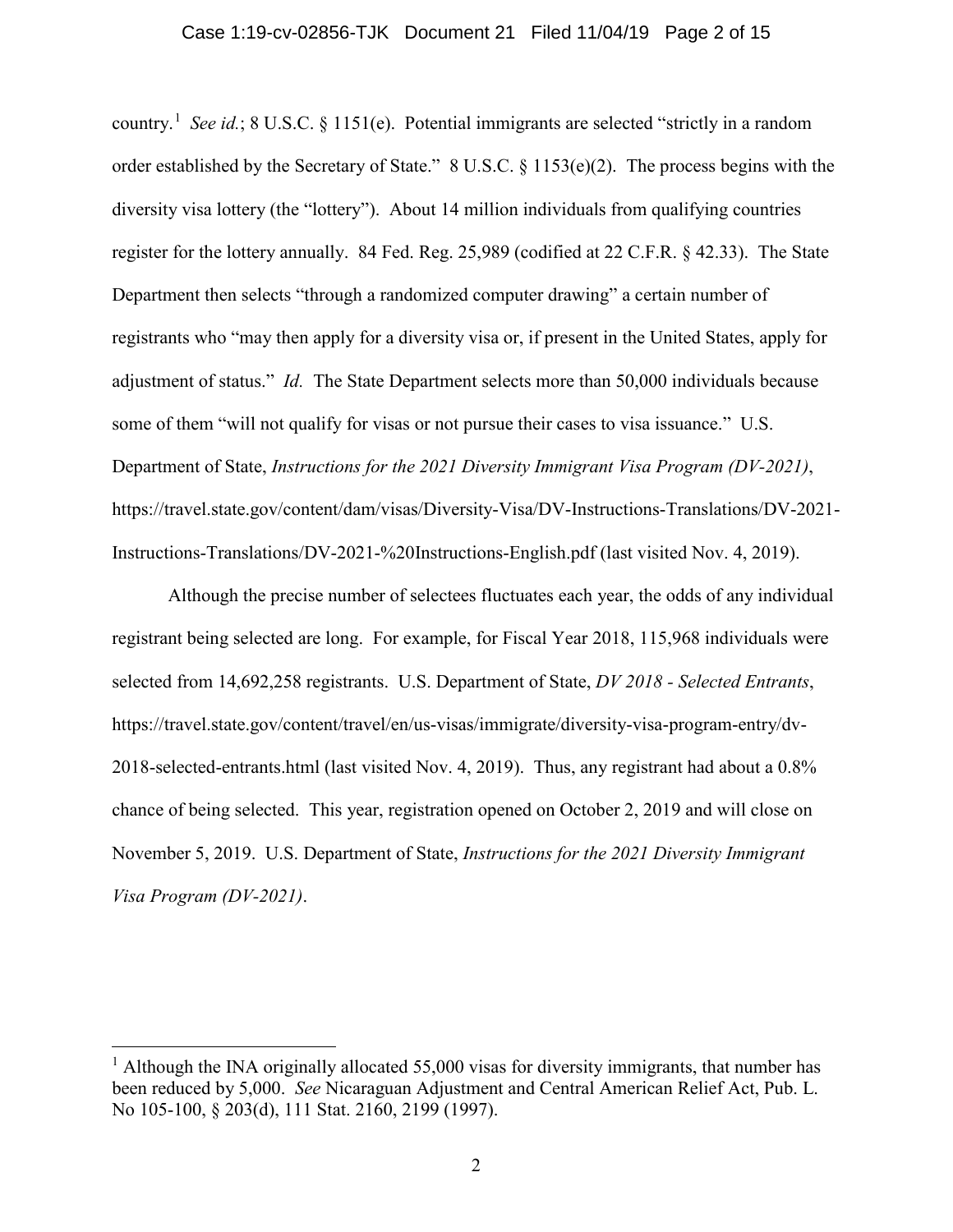country.[1] *See id.*; 8 U.S.C. § 1151(e). Potential immigrants are selected "strictly in a random order established by the Secretary of State." 8 U.S.C. § 1153(e)(2). The process begins with the diversity visa lottery (the "lottery"). About 14 million individuals from qualifying countries register for the lottery annually. 84 Fed. Reg. 25,989 (codified at 22 C.F.R. § 42.33). The State Department then selects "through a randomized computer drawing" a certain number of registrants who "may then apply for a diversity visa or, if present in the United States, apply for adjustment of status." *Id.* The State Department selects more than 50,000 individuals because some of them "will not qualify for visas or not pursue their cases to visa issuance." U.S. Department of State, *Instructions for the 2021 Diversity Immigrant Visa Program (DV-2021)*, https://travel.state.gov/content/dam/visas/Diversity-Visa/DV-Instructions-Translations/DV-2021-Instructions-Translations/DV-2021-%20Instructions-English.pdf (last visited Nov. 4, 2019).

Although the precise number of selectees fluctuates each year, the odds of any individual registrant being selected are long. For example, for Fiscal Year 2018, 115,968 individuals were selected from 14,692,258 registrants. U.S. Department of State, *DV 2018 - Selected Entrants*, https://travel.state.gov/content/travel/en/us-visas/immigrate/diversity-visa-program-entry/dv-2018-selected-entrants.html (last visited Nov. 4, 2019). Thus, any registrant had about a 0.8% chance of being selected. This year, registration opened on October 2, 2019 and will close on November 5, 2019. U.S. Department of State, *Instructions for the 2021 Diversity Immigrant Visa Program (DV-2021)*.

---

[1] Although the INA originally allocated 55,000 visas for diversity immigrants, that number has been reduced by 5,000. *See* Nicaraguan Adjustment and Central American Relief Act, Pub. L. No 105-100, § 203(d), 111 Stat. 2160, 2199 (1997).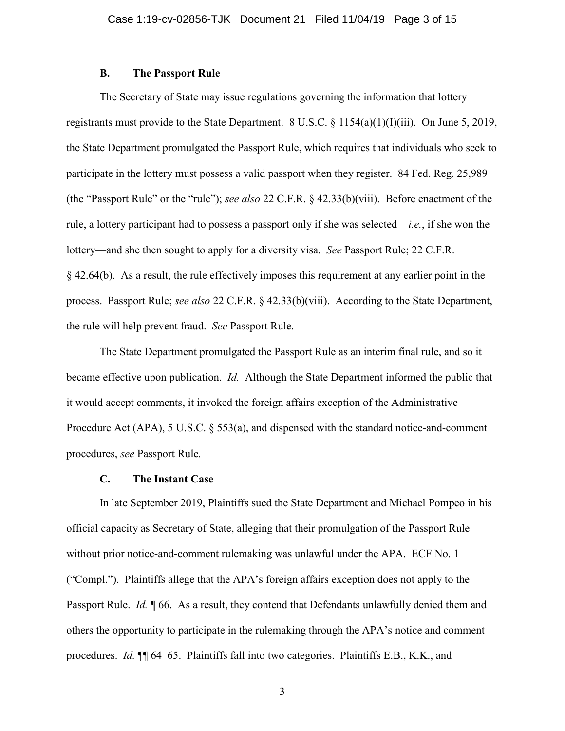### B. The Passport Rule

The Secretary of State may issue regulations governing the information that lottery registrants must provide to the State Department. 8 U.S.C. § 1154(a)(1)(I)(iii). On June 5, 2019, the State Department promulgated the Passport Rule, which requires that individuals who seek to participate in the lottery must possess a valid passport when they register. 84 Fed. Reg. 25,989 (the "Passport Rule" or the "rule"); *see also* 22 C.F.R. § 42.33(b)(viii). Before enactment of the rule, a lottery participant had to possess a passport only if she was selected—*i.e.*, if she won the lottery—and she then sought to apply for a diversity visa. *See* Passport Rule; 22 C.F.R. § 42.64(b). As a result, the rule effectively imposes this requirement at any earlier point in the process. Passport Rule; *see also* 22 C.F.R. § 42.33(b)(viii). According to the State Department, the rule will help prevent fraud. *See* Passport Rule.

The State Department promulgated the Passport Rule as an interim final rule, and so it became effective upon publication. *Id.* Although the State Department informed the public that it would accept comments, it invoked the foreign affairs exception of the Administrative Procedure Act (APA), 5 U.S.C. § 553(a), and dispensed with the standard notice-and-comment procedures, *see* Passport Rule*.*

### C. The Instant Case

In late September 2019, Plaintiffs sued the State Department and Michael Pompeo in his official capacity as Secretary of State, alleging that their promulgation of the Passport Rule without prior notice-and-comment rulemaking was unlawful under the APA. ECF No. 1 ("Compl."). Plaintiffs allege that the APA's foreign affairs exception does not apply to the Passport Rule. *Id.* ¶ 66. As a result, they contend that Defendants unlawfully denied them and others the opportunity to participate in the rulemaking through the APA's notice and comment procedures. *Id.* ¶¶ 64–65. Plaintiffs fall into two categories. Plaintiffs E.B., K.K., and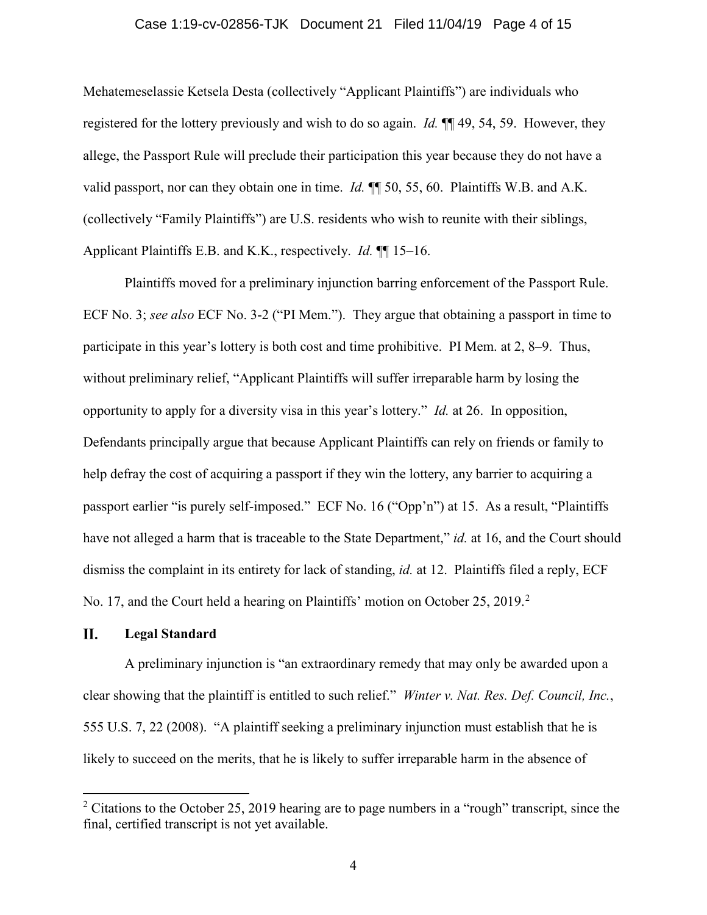Mehatemeselassie Ketsela Desta (collectively "Applicant Plaintiffs") are individuals who registered for the lottery previously and wish to do so again. *Id.* ¶¶ 49, 54, 59. However, they allege, the Passport Rule will preclude their participation this year because they do not have a valid passport, nor can they obtain one in time. *Id.* ¶¶ 50, 55, 60. Plaintiffs W.B. and A.K. (collectively "Family Plaintiffs") are U.S. residents who wish to reunite with their siblings, Applicant Plaintiffs E.B. and K.K., respectively. *Id.* ¶¶ 15–16.

Plaintiffs moved for a preliminary injunction barring enforcement of the Passport Rule. ECF No. 3; *see also* ECF No. 3-2 ("PI Mem."). They argue that obtaining a passport in time to participate in this year's lottery is both cost and time prohibitive. PI Mem. at 2, 8–9. Thus, without preliminary relief, "Applicant Plaintiffs will suffer irreparable harm by losing the opportunity to apply for a diversity visa in this year's lottery." *Id.* at 26. In opposition, Defendants principally argue that because Applicant Plaintiffs can rely on friends or family to help defray the cost of acquiring a passport if they win the lottery, any barrier to acquiring a passport earlier "is purely self-imposed." ECF No. 16 ("Opp'n") at 15. As a result, "Plaintiffs have not alleged a harm that is traceable to the State Department," *id.* at 16, and the Court should dismiss the complaint in its entirety for lack of standing, *id.* at 12. Plaintiffs filed a reply, ECF No. 17, and the Court held a hearing on Plaintiffs' motion on October 25, 2019.[2]

## II. Legal Standard

A preliminary injunction is "an extraordinary remedy that may only be awarded upon a clear showing that the plaintiff is entitled to such relief." *Winter v. Nat. Res. Def. Council, Inc.*, 555 U.S. 7, 22 (2008). "A plaintiff seeking a preliminary injunction must establish that he is likely to succeed on the merits, that he is likely to suffer irreparable harm in the absence of

---

[2] Citations to the October 25, 2019 hearing are to page numbers in a "rough" transcript, since the final, certified transcript is not yet available.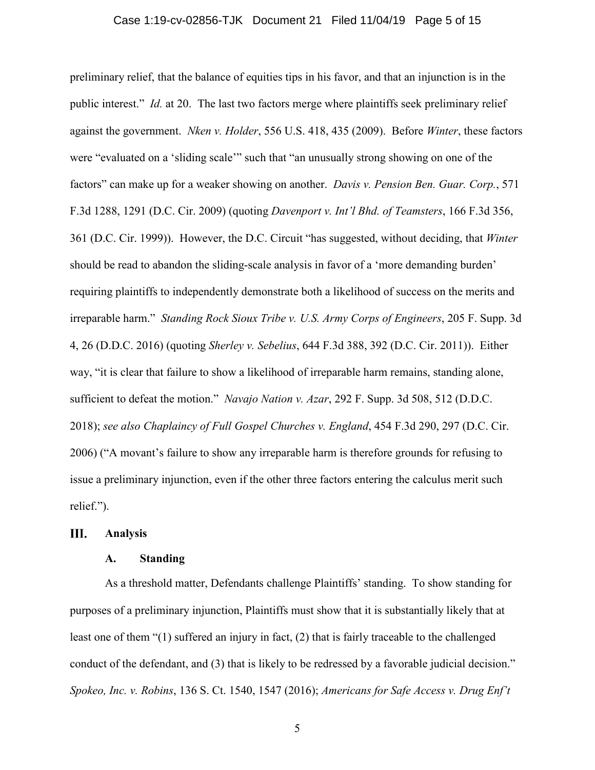preliminary relief, that the balance of equities tips in his favor, and that an injunction is in the public interest." *Id.* at 20. The last two factors merge where plaintiffs seek preliminary relief against the government. *Nken v. Holder*, 556 U.S. 418, 435 (2009). Before *Winter*, these factors were "evaluated on a 'sliding scale'" such that "an unusually strong showing on one of the factors" can make up for a weaker showing on another. *Davis v. Pension Ben. Guar. Corp.*, 571 F.3d 1288, 1291 (D.C. Cir. 2009) (quoting *Davenport v. Int'l Bhd. of Teamsters*, 166 F.3d 356, 361 (D.C. Cir. 1999)). However, the D.C. Circuit "has suggested, without deciding, that *Winter* should be read to abandon the sliding-scale analysis in favor of a 'more demanding burden' requiring plaintiffs to independently demonstrate both a likelihood of success on the merits and irreparable harm." *Standing Rock Sioux Tribe v. U.S. Army Corps of Engineers*, 205 F. Supp. 3d 4, 26 (D.D.C. 2016) (quoting *Sherley v. Sebelius*, 644 F.3d 388, 392 (D.C. Cir. 2011)). Either way, "it is clear that failure to show a likelihood of irreparable harm remains, standing alone, sufficient to defeat the motion." *Navajo Nation v. Azar*, 292 F. Supp. 3d 508, 512 (D.D.C. 2018); *see also Chaplaincy of Full Gospel Churches v. England*, 454 F.3d 290, 297 (D.C. Cir. 2006) ("A movant's failure to show any irreparable harm is therefore grounds for refusing to issue a preliminary injunction, even if the other three factors entering the calculus merit such relief.").

## III. Analysis

### A. Standing

As a threshold matter, Defendants challenge Plaintiffs' standing. To show standing for purposes of a preliminary injunction, Plaintiffs must show that it is substantially likely that at least one of them "(1) suffered an injury in fact, (2) that is fairly traceable to the challenged conduct of the defendant, and (3) that is likely to be redressed by a favorable judicial decision." *Spokeo, Inc. v. Robins*, 136 S. Ct. 1540, 1547 (2016); *Americans for Safe Access v. Drug Enf't*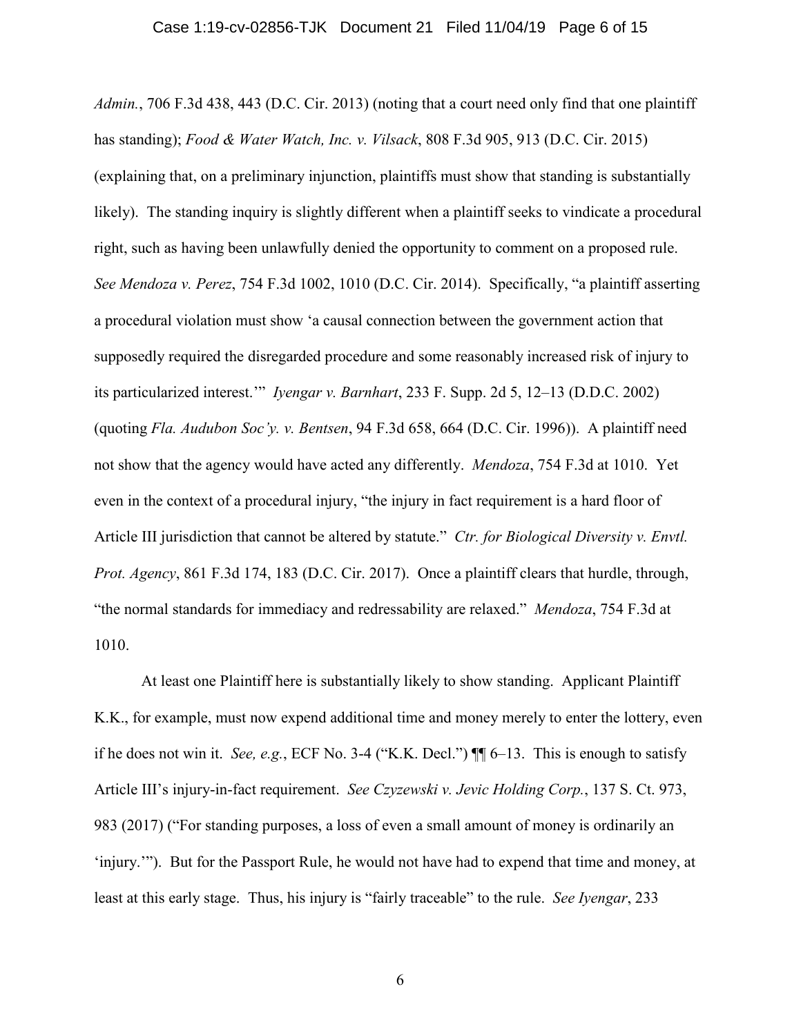*Admin.*, 706 F.3d 438, 443 (D.C. Cir. 2013) (noting that a court need only find that one plaintiff has standing); *Food & Water Watch, Inc. v. Vilsack*, 808 F.3d 905, 913 (D.C. Cir. 2015) (explaining that, on a preliminary injunction, plaintiffs must show that standing is substantially likely). The standing inquiry is slightly different when a plaintiff seeks to vindicate a procedural right, such as having been unlawfully denied the opportunity to comment on a proposed rule. *See Mendoza v. Perez*, 754 F.3d 1002, 1010 (D.C. Cir. 2014). Specifically, "a plaintiff asserting a procedural violation must show 'a causal connection between the government action that supposedly required the disregarded procedure and some reasonably increased risk of injury to its particularized interest.'" *Iyengar v. Barnhart*, 233 F. Supp. 2d 5, 12–13 (D.D.C. 2002) (quoting *Fla. Audubon Soc'y. v. Bentsen*, 94 F.3d 658, 664 (D.C. Cir. 1996)). A plaintiff need not show that the agency would have acted any differently. *Mendoza*, 754 F.3d at 1010. Yet even in the context of a procedural injury, "the injury in fact requirement is a hard floor of Article III jurisdiction that cannot be altered by statute." *Ctr. for Biological Diversity v. Envtl. Prot. Agency*, 861 F.3d 174, 183 (D.C. Cir. 2017). Once a plaintiff clears that hurdle, through, "the normal standards for immediacy and redressability are relaxed." *Mendoza*, 754 F.3d at 1010.

At least one Plaintiff here is substantially likely to show standing. Applicant Plaintiff K.K., for example, must now expend additional time and money merely to enter the lottery, even if he does not win it. *See, e.g.*, ECF No. 3-4 ("K.K. Decl.") ¶¶ 6–13. This is enough to satisfy Article III's injury-in-fact requirement. *See Czyzewski v. Jevic Holding Corp.*, 137 S. Ct. 973, 983 (2017) ("For standing purposes, a loss of even a small amount of money is ordinarily an 'injury.'"). But for the Passport Rule, he would not have had to expend that time and money, at least at this early stage. Thus, his injury is "fairly traceable" to the rule. *See Iyengar*, 233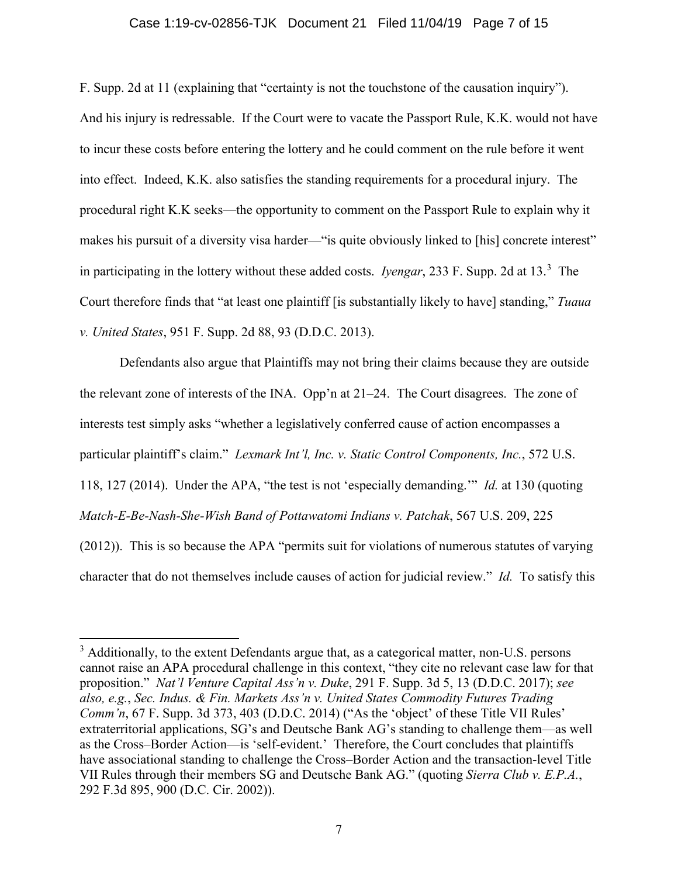F. Supp. 2d at 11 (explaining that "certainty is not the touchstone of the causation inquiry"). And his injury is redressable. If the Court were to vacate the Passport Rule, K.K. would not have to incur these costs before entering the lottery and he could comment on the rule before it went into effect. Indeed, K.K. also satisfies the standing requirements for a procedural injury. The procedural right K.K seeks—the opportunity to comment on the Passport Rule to explain why it makes his pursuit of a diversity visa harder—"is quite obviously linked to [his] concrete interest" in participating in the lottery without these added costs. *Iyengar*, 233 F. Supp. 2d at 13.[3] The Court therefore finds that "at least one plaintiff [is substantially likely to have] standing," *Tuaua v. United States*, 951 F. Supp. 2d 88, 93 (D.D.C. 2013).

Defendants also argue that Plaintiffs may not bring their claims because they are outside the relevant zone of interests of the INA. Opp'n at 21–24. The Court disagrees. The zone of interests test simply asks "whether a legislatively conferred cause of action encompasses a particular plaintiff's claim." *Lexmark Int'l, Inc. v. Static Control Components, Inc.*, 572 U.S. 118, 127 (2014). Under the APA, "the test is not 'especially demanding.'" *Id.* at 130 (quoting *Match-E-Be-Nash-She-Wish Band of Pottawatomi Indians v. Patchak*, 567 U.S. 209, 225 (2012)). This is so because the APA "permits suit for violations of numerous statutes of varying character that do not themselves include causes of action for judicial review." *Id.* To satisfy this

---

[3] Additionally, to the extent Defendants argue that, as a categorical matter, non-U.S. persons cannot raise an APA procedural challenge in this context, "they cite no relevant case law for that proposition." *Nat'l Venture Capital Ass'n v. Duke*, 291 F. Supp. 3d 5, 13 (D.D.C. 2017); *see also, e.g.*, *Sec. Indus. & Fin. Markets Ass'n v. United States Commodity Futures Trading Comm'n*, 67 F. Supp. 3d 373, 403 (D.D.C. 2014) ("As the 'object' of these Title VII Rules' extraterritorial applications, SG's and Deutsche Bank AG's standing to challenge them—as well as the Cross–Border Action—is 'self-evident.' Therefore, the Court concludes that plaintiffs have associational standing to challenge the Cross–Border Action and the transaction-level Title VII Rules through their members SG and Deutsche Bank AG." (quoting *Sierra Club v. E.P.A.*, 292 F.3d 895, 900 (D.C. Cir. 2002)).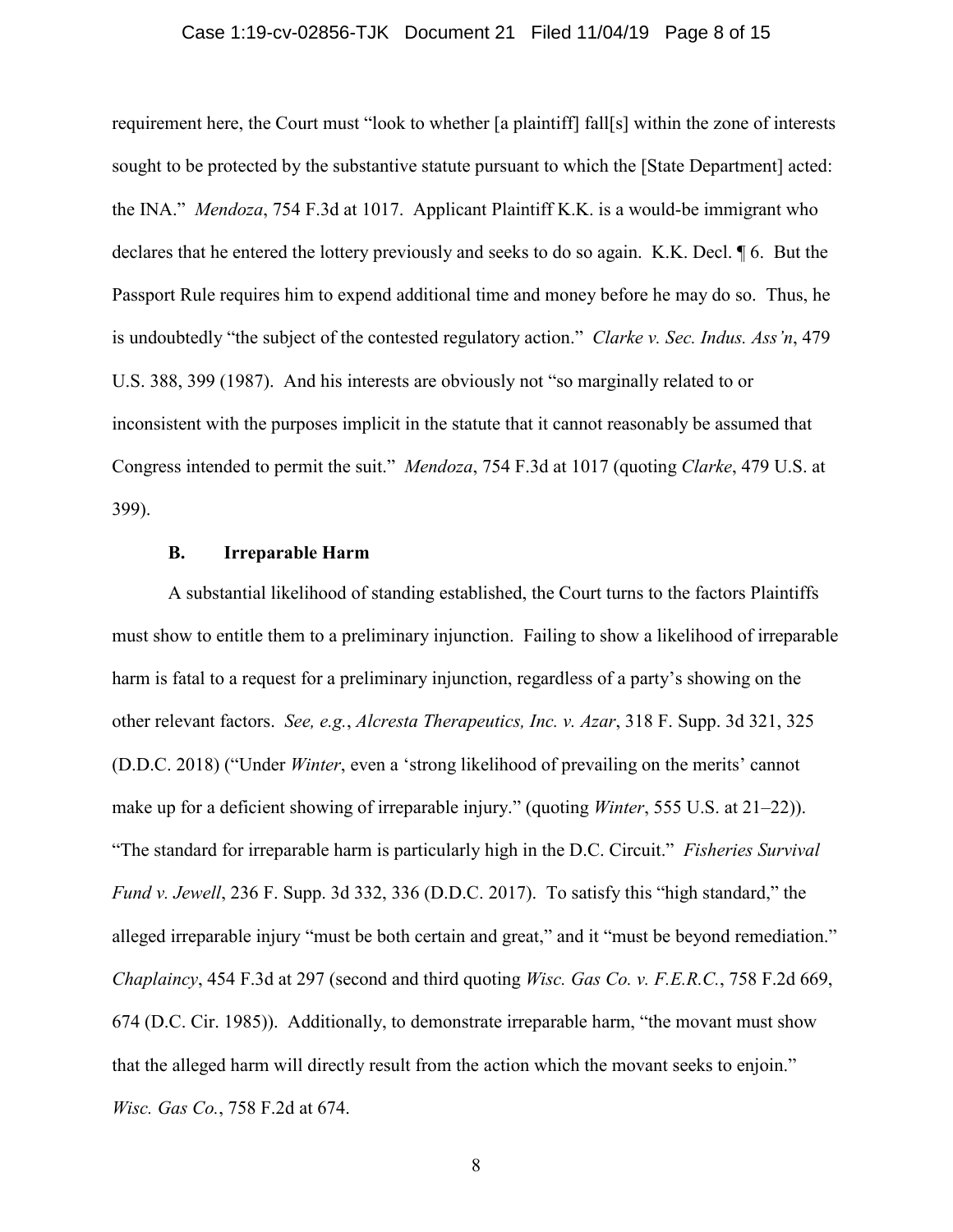requirement here, the Court must "look to whether [a plaintiff] fall[s] within the zone of interests sought to be protected by the substantive statute pursuant to which the [State Department] acted: the INA." *Mendoza*, 754 F.3d at 1017. Applicant Plaintiff K.K. is a would-be immigrant who declares that he entered the lottery previously and seeks to do so again. K.K. Decl. ¶ 6. But the Passport Rule requires him to expend additional time and money before he may do so. Thus, he is undoubtedly "the subject of the contested regulatory action." *Clarke v. Sec. Indus. Ass'n*, 479 U.S. 388, 399 (1987). And his interests are obviously not "so marginally related to or inconsistent with the purposes implicit in the statute that it cannot reasonably be assumed that Congress intended to permit the suit." *Mendoza*, 754 F.3d at 1017 (quoting *Clarke*, 479 U.S. at 399).

### B. Irreparable Harm

A substantial likelihood of standing established, the Court turns to the factors Plaintiffs must show to entitle them to a preliminary injunction. Failing to show a likelihood of irreparable harm is fatal to a request for a preliminary injunction, regardless of a party's showing on the other relevant factors. *See, e.g.*, *Alcresta Therapeutics, Inc. v. Azar*, 318 F. Supp. 3d 321, 325 (D.D.C. 2018) ("Under *Winter*, even a 'strong likelihood of prevailing on the merits' cannot make up for a deficient showing of irreparable injury." (quoting *Winter*, 555 U.S. at 21–22)). "The standard for irreparable harm is particularly high in the D.C. Circuit." *Fisheries Survival Fund v. Jewell*, 236 F. Supp. 3d 332, 336 (D.D.C. 2017). To satisfy this "high standard," the alleged irreparable injury "must be both certain and great," and it "must be beyond remediation." *Chaplaincy*, 454 F.3d at 297 (second and third quoting *Wisc. Gas Co. v. F.E.R.C.*, 758 F.2d 669, 674 (D.C. Cir. 1985)). Additionally, to demonstrate irreparable harm, "the movant must show that the alleged harm will directly result from the action which the movant seeks to enjoin." *Wisc. Gas Co.*, 758 F.2d at 674.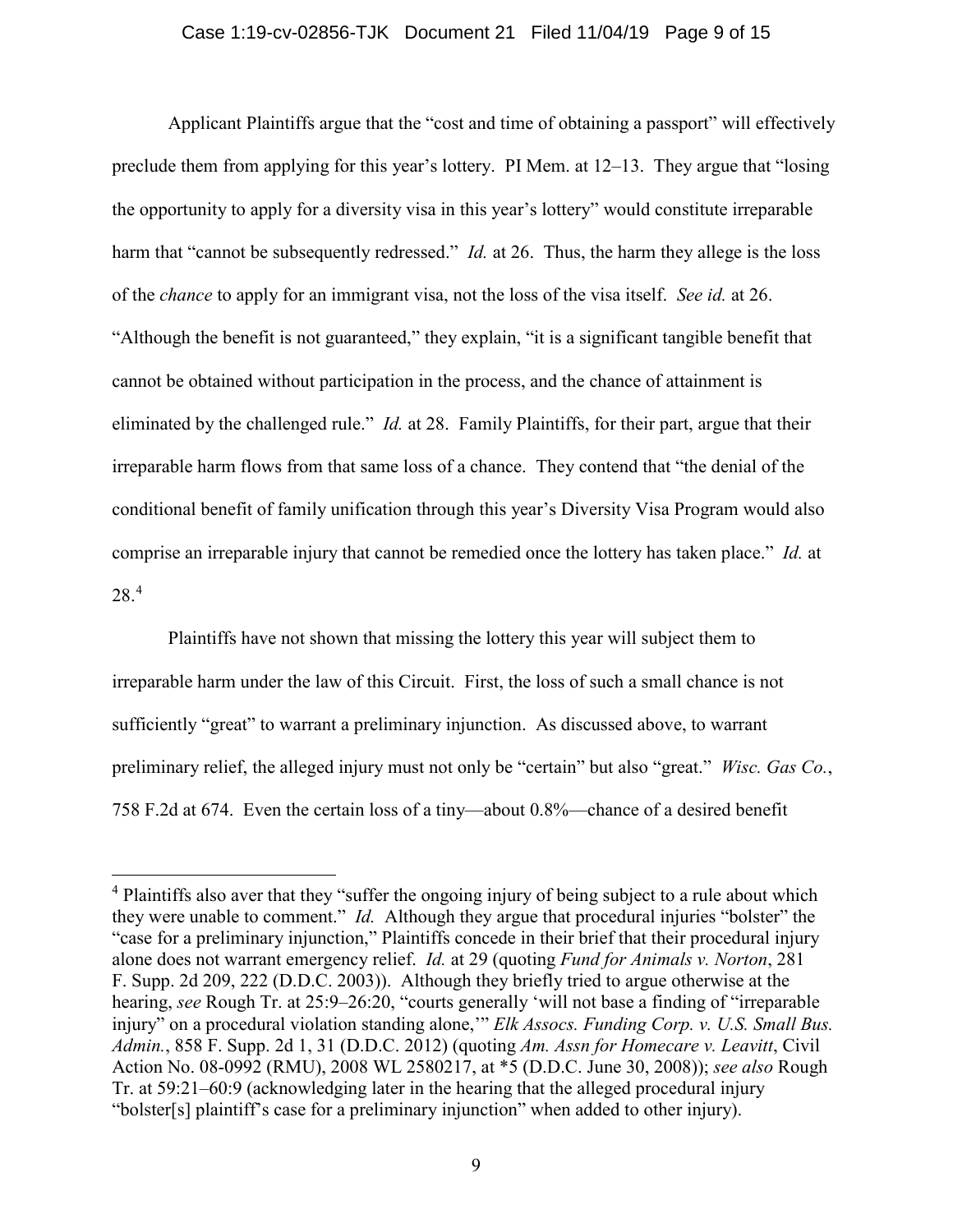Applicant Plaintiffs argue that the "cost and time of obtaining a passport" will effectively preclude them from applying for this year's lottery. PI Mem. at 12–13. They argue that "losing the opportunity to apply for a diversity visa in this year's lottery" would constitute irreparable harm that "cannot be subsequently redressed." *Id.* at 26. Thus, the harm they allege is the loss of the *chance* to apply for an immigrant visa, not the loss of the visa itself. *See id.* at 26. "Although the benefit is not guaranteed," they explain, "it is a significant tangible benefit that cannot be obtained without participation in the process, and the chance of attainment is eliminated by the challenged rule." *Id.* at 28. Family Plaintiffs, for their part, argue that their irreparable harm flows from that same loss of a chance. They contend that "the denial of the conditional benefit of family unification through this year's Diversity Visa Program would also comprise an irreparable injury that cannot be remedied once the lottery has taken place." *Id.* at 28.[4]

Plaintiffs have not shown that missing the lottery this year will subject them to irreparable harm under the law of this Circuit. First, the loss of such a small chance is not sufficiently "great" to warrant a preliminary injunction. As discussed above, to warrant preliminary relief, the alleged injury must not only be "certain" but also "great." *Wisc. Gas Co.*, 758 F.2d at 674. Even the certain loss of a tiny—about 0.8%—chance of a desired benefit

---

[4] Plaintiffs also aver that they "suffer the ongoing injury of being subject to a rule about which they were unable to comment." *Id.* Although they argue that procedural injuries "bolster" the "case for a preliminary injunction," Plaintiffs concede in their brief that their procedural injury alone does not warrant emergency relief. *Id.* at 29 (quoting *Fund for Animals v. Norton*, 281 F. Supp. 2d 209, 222 (D.D.C. 2003)). Although they briefly tried to argue otherwise at the hearing, *see* Rough Tr. at 25:9–26:20, "courts generally 'will not base a finding of "irreparable injury" on a procedural violation standing alone,'" *Elk Assocs. Funding Corp. v. U.S. Small Bus. Admin.*, 858 F. Supp. 2d 1, 31 (D.D.C. 2012) (quoting *Am. Assn for Homecare v. Leavitt*, Civil Action No. 08-0992 (RMU), 2008 WL 2580217, at \*5 (D.D.C. June 30, 2008)); *see also* Rough Tr. at 59:21–60:9 (acknowledging later in the hearing that the alleged procedural injury "bolster[s] plaintiff's case for a preliminary injunction" when added to other injury).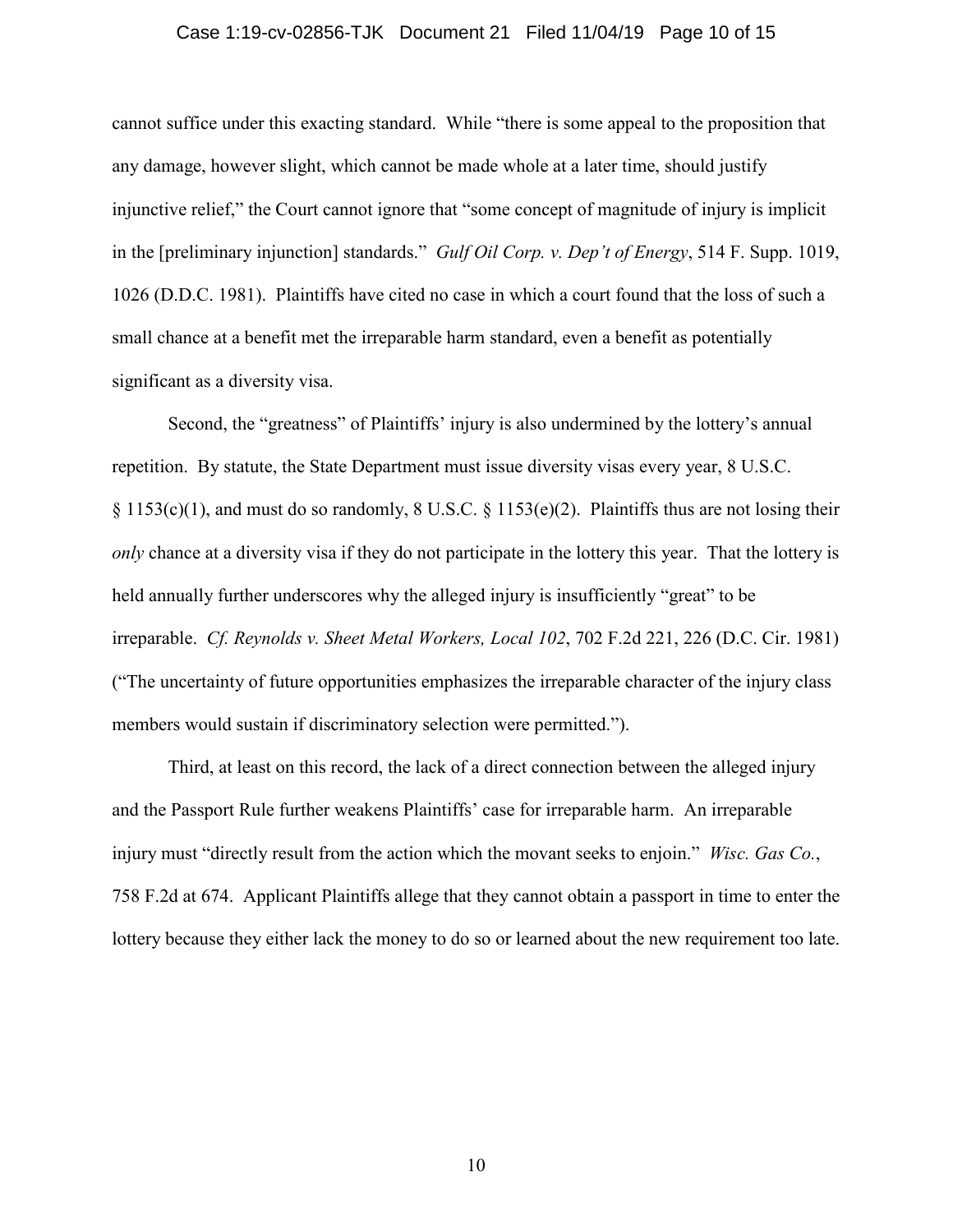cannot suffice under this exacting standard. While "there is some appeal to the proposition that any damage, however slight, which cannot be made whole at a later time, should justify injunctive relief," the Court cannot ignore that "some concept of magnitude of injury is implicit in the [preliminary injunction] standards." *Gulf Oil Corp. v. Dep't of Energy*, 514 F. Supp. 1019, 1026 (D.D.C. 1981). Plaintiffs have cited no case in which a court found that the loss of such a small chance at a benefit met the irreparable harm standard, even a benefit as potentially significant as a diversity visa.

Second, the "greatness" of Plaintiffs' injury is also undermined by the lottery's annual repetition. By statute, the State Department must issue diversity visas every year, 8 U.S.C. § 1153(c)(1), and must do so randomly, 8 U.S.C. § 1153(e)(2). Plaintiffs thus are not losing their *only* chance at a diversity visa if they do not participate in the lottery this year. That the lottery is held annually further underscores why the alleged injury is insufficiently "great" to be irreparable. *Cf. Reynolds v. Sheet Metal Workers, Local 102*, 702 F.2d 221, 226 (D.C. Cir. 1981) ("The uncertainty of future opportunities emphasizes the irreparable character of the injury class members would sustain if discriminatory selection were permitted.").

Third, at least on this record, the lack of a direct connection between the alleged injury and the Passport Rule further weakens Plaintiffs' case for irreparable harm. An irreparable injury must "directly result from the action which the movant seeks to enjoin." *Wisc. Gas Co.*, 758 F.2d at 674. Applicant Plaintiffs allege that they cannot obtain a passport in time to enter the lottery because they either lack the money to do so or learned about the new requirement too late.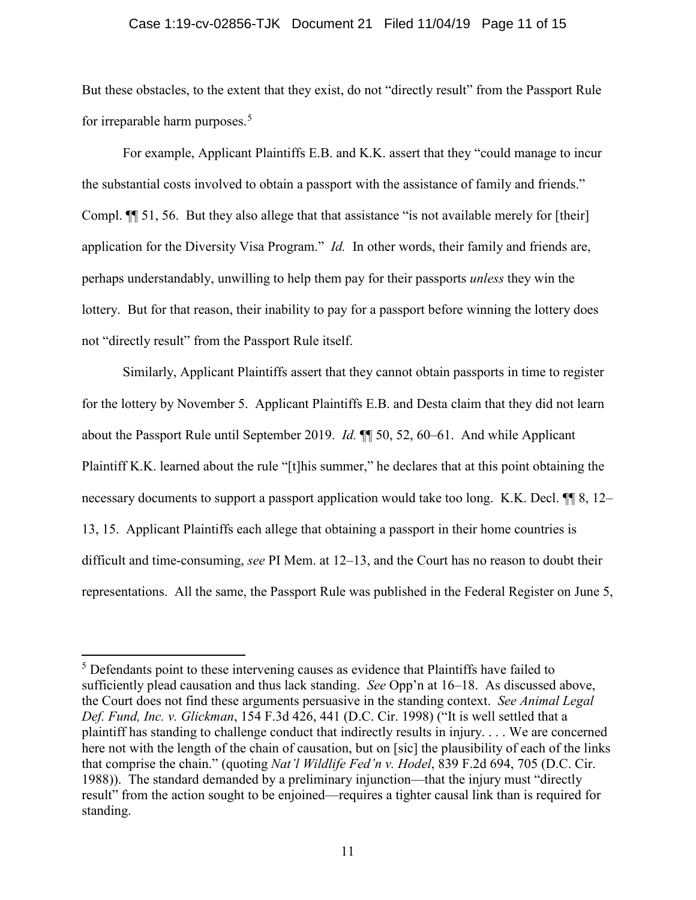But these obstacles, to the extent that they exist, do not "directly result" from the Passport Rule for irreparable harm purposes.[5]

For example, Applicant Plaintiffs E.B. and K.K. assert that they "could manage to incur the substantial costs involved to obtain a passport with the assistance of family and friends." Compl. ¶¶ 51, 56. But they also allege that that assistance "is not available merely for [their] application for the Diversity Visa Program." *Id.* In other words, their family and friends are, perhaps understandably, unwilling to help them pay for their passports *unless* they win the lottery. But for that reason, their inability to pay for a passport before winning the lottery does not "directly result" from the Passport Rule itself.

Similarly, Applicant Plaintiffs assert that they cannot obtain passports in time to register for the lottery by November 5. Applicant Plaintiffs E.B. and Desta claim that they did not learn about the Passport Rule until September 2019. *Id.* ¶¶ 50, 52, 60–61. And while Applicant Plaintiff K.K. learned about the rule "[t]his summer," he declares that at this point obtaining the necessary documents to support a passport application would take too long. K.K. Decl. ¶¶ 8, 12–13, 15. Applicant Plaintiffs each allege that obtaining a passport in their home countries is difficult and time-consuming, *see* PI Mem. at 12–13, and the Court has no reason to doubt their representations. All the same, the Passport Rule was published in the Federal Register on June 5,

---

[5] Defendants point to these intervening causes as evidence that Plaintiffs have failed to sufficiently plead causation and thus lack standing. *See* Opp'n at 16–18. As discussed above, the Court does not find these arguments persuasive in the standing context. *See Animal Legal Def. Fund, Inc. v. Glickman*, 154 F.3d 426, 441 (D.C. Cir. 1998) ("It is well settled that a plaintiff has standing to challenge conduct that indirectly results in injury. . . . We are concerned here not with the length of the chain of causation, but on [sic] the plausibility of each of the links that comprise the chain." (quoting *Nat'l Wildlife Fed'n v. Hodel*, 839 F.2d 694, 705 (D.C. Cir. 1988)). The standard demanded by a preliminary injunction—that the injury must "directly result" from the action sought to be enjoined—requires a tighter causal link than is required for standing.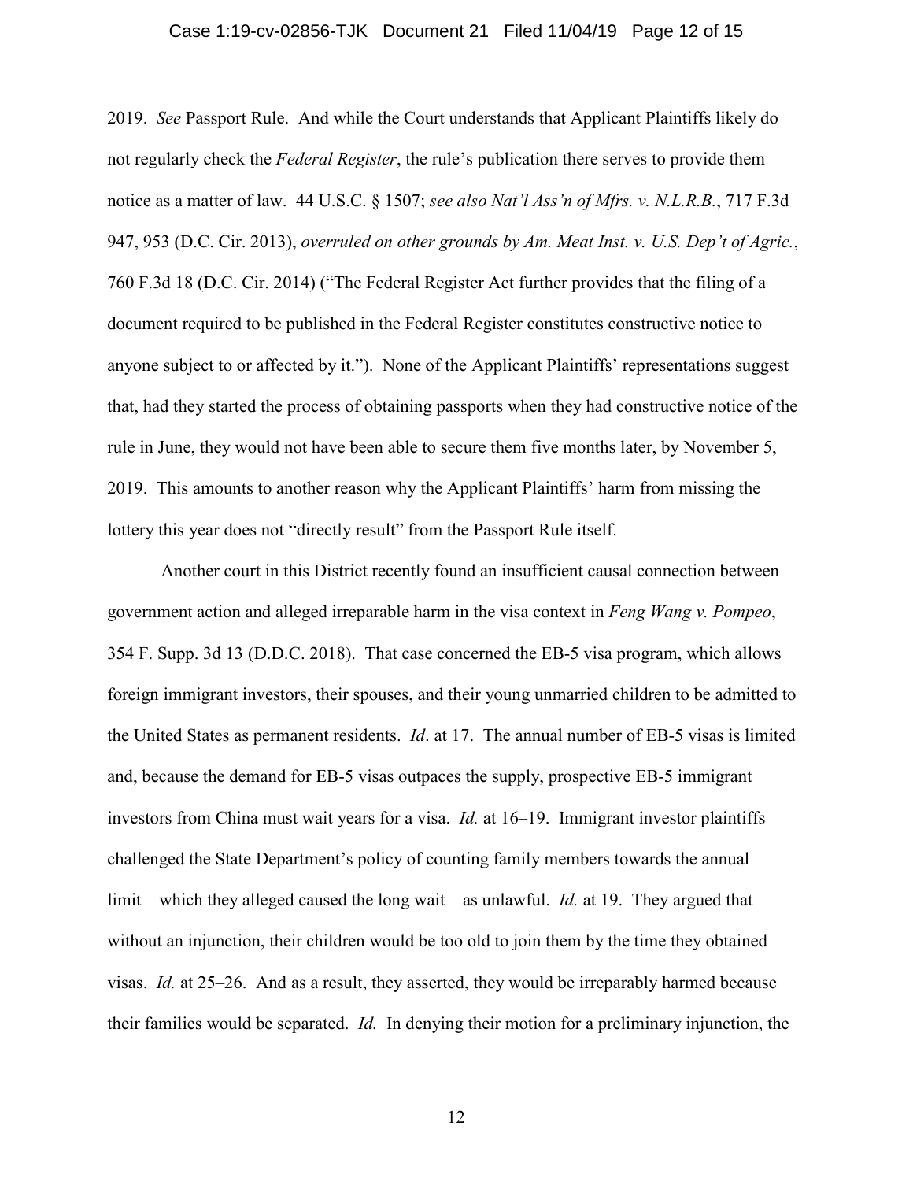2019. *See* Passport Rule. And while the Court understands that Applicant Plaintiffs likely do not regularly check the *Federal Register*, the rule's publication there serves to provide them notice as a matter of law. 44 U.S.C. § 1507; *see also Nat'l Ass'n of Mfrs. v. N.L.R.B.*, 717 F.3d 947, 953 (D.C. Cir. 2013), *overruled on other grounds by Am. Meat Inst. v. U.S. Dep't of Agric.*, 760 F.3d 18 (D.C. Cir. 2014) ("The Federal Register Act further provides that the filing of a document required to be published in the Federal Register constitutes constructive notice to anyone subject to or affected by it."). None of the Applicant Plaintiffs' representations suggest that, had they started the process of obtaining passports when they had constructive notice of the rule in June, they would not have been able to secure them five months later, by November 5, 2019. This amounts to another reason why the Applicant Plaintiffs' harm from missing the lottery this year does not "directly result" from the Passport Rule itself.

Another court in this District recently found an insufficient causal connection between government action and alleged irreparable harm in the visa context in *Feng Wang v. Pompeo*, 354 F. Supp. 3d 13 (D.D.C. 2018). That case concerned the EB-5 visa program, which allows foreign immigrant investors, their spouses, and their young unmarried children to be admitted to the United States as permanent residents. *Id*. at 17. The annual number of EB-5 visas is limited and, because the demand for EB-5 visas outpaces the supply, prospective EB-5 immigrant investors from China must wait years for a visa. *Id.* at 16–19. Immigrant investor plaintiffs challenged the State Department's policy of counting family members towards the annual limit—which they alleged caused the long wait—as unlawful. *Id.* at 19. They argued that without an injunction, their children would be too old to join them by the time they obtained visas. *Id.* at 25–26. And as a result, they asserted, they would be irreparably harmed because their families would be separated. *Id.* In denying their motion for a preliminary injunction, the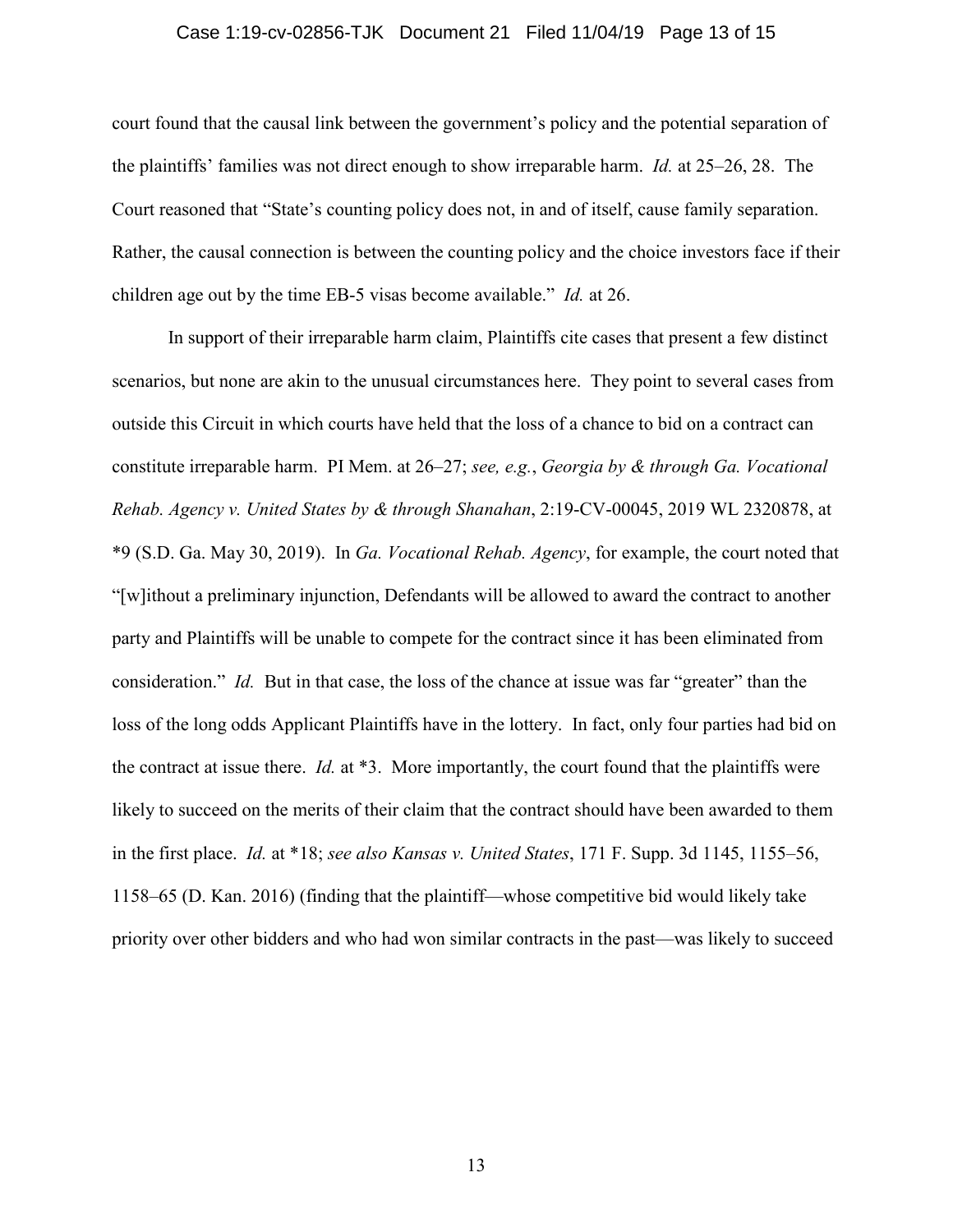court found that the causal link between the government's policy and the potential separation of the plaintiffs' families was not direct enough to show irreparable harm. *Id.* at 25–26, 28. The Court reasoned that "State's counting policy does not, in and of itself, cause family separation. Rather, the causal connection is between the counting policy and the choice investors face if their children age out by the time EB-5 visas become available." *Id.* at 26.

In support of their irreparable harm claim, Plaintiffs cite cases that present a few distinct scenarios, but none are akin to the unusual circumstances here. They point to several cases from outside this Circuit in which courts have held that the loss of a chance to bid on a contract can constitute irreparable harm. PI Mem. at 26–27; *see, e.g.*, *Georgia by & through Ga. Vocational Rehab. Agency v. United States by & through Shanahan*, 2:19-CV-00045, 2019 WL 2320878, at *9 (S.D. Ga. May 30, 2019). In *Ga. Vocational Rehab. Agency*, for example, the court noted that "[w]ithout a preliminary injunction, Defendants will be allowed to award the contract to another party and Plaintiffs will be unable to compete for the contract since it has been eliminated from consideration." *Id.* But in that case, the loss of the chance at issue was far "greater" than the loss of the long odds Applicant Plaintiffs have in the lottery. In fact, only four parties had bid on the contract at issue there. *Id.* at *3. More importantly, the court found that the plaintiffs were likely to succeed on the merits of their claim that the contract should have been awarded to them in the first place. *Id.* at *18; *see also Kansas v. United States*, 171 F. Supp. 3d 1145, 1155–56, 1158–65 (D. Kan. 2016) (finding that the plaintiff—whose competitive bid would likely take priority over other bidders and who had won similar contracts in the past—was likely to succeed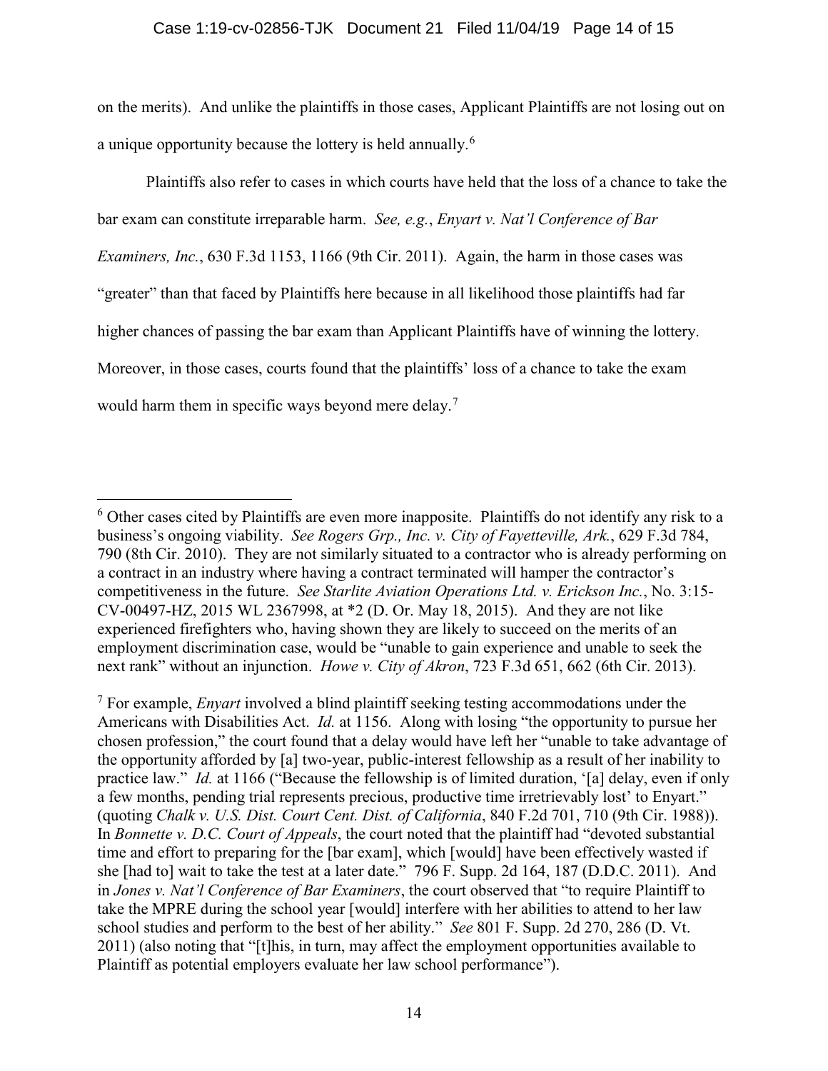on the merits). And unlike the plaintiffs in those cases, Applicant Plaintiffs are not losing out on a unique opportunity because the lottery is held annually.[6]

Plaintiffs also refer to cases in which courts have held that the loss of a chance to take the bar exam can constitute irreparable harm. *See, e.g.*, *Enyart v. Nat'l Conference of Bar Examiners, Inc.*, 630 F.3d 1153, 1166 (9th Cir. 2011). Again, the harm in those cases was "greater" than that faced by Plaintiffs here because in all likelihood those plaintiffs had far higher chances of passing the bar exam than Applicant Plaintiffs have of winning the lottery. Moreover, in those cases, courts found that the plaintiffs' loss of a chance to take the exam would harm them in specific ways beyond mere delay.[7]

---

[6] Other cases cited by Plaintiffs are even more inapposite. Plaintiffs do not identify any risk to a business's ongoing viability. *See Rogers Grp., Inc. v. City of Fayetteville, Ark.*, 629 F.3d 784, 790 (8th Cir. 2010). They are not similarly situated to a contractor who is already performing on a contract in an industry where having a contract terminated will hamper the contractor's competitiveness in the future. *See Starlite Aviation Operations Ltd. v. Erickson Inc.*, No. 3:15-CV-00497-HZ, 2015 WL 2367998, at *2 (D. Or. May 18, 2015). And they are not like experienced firefighters who, having shown they are likely to succeed on the merits of an employment discrimination case, would be "unable to gain experience and unable to seek the next rank" without an injunction. *Howe v. City of Akron*, 723 F.3d 651, 662 (6th Cir. 2013).

[7] For example, *Enyart* involved a blind plaintiff seeking testing accommodations under the Americans with Disabilities Act. *Id.* at 1156. Along with losing "the opportunity to pursue her chosen profession," the court found that a delay would have left her "unable to take advantage of the opportunity afforded by [a] two-year, public-interest fellowship as a result of her inability to practice law." *Id.* at 1166 ("Because the fellowship is of limited duration, '[a] delay, even if only a few months, pending trial represents precious, productive time irretrievably lost' to Enyart." (quoting *Chalk v. U.S. Dist. Court Cent. Dist. of California*, 840 F.2d 701, 710 (9th Cir. 1988)). In *Bonnette v. D.C. Court of Appeals*, the court noted that the plaintiff had "devoted substantial time and effort to preparing for the [bar exam], which [would] have been effectively wasted if she [had to] wait to take the test at a later date." 796 F. Supp. 2d 164, 187 (D.D.C. 2011). And in *Jones v. Nat'l Conference of Bar Examiners*, the court observed that "to require Plaintiff to take the MPRE during the school year [would] interfere with her abilities to attend to her law school studies and perform to the best of her ability." *See* 801 F. Supp. 2d 270, 286 (D. Vt. 2011) (also noting that "[t]his, in turn, may affect the employment opportunities available to Plaintiff as potential employers evaluate her law school performance").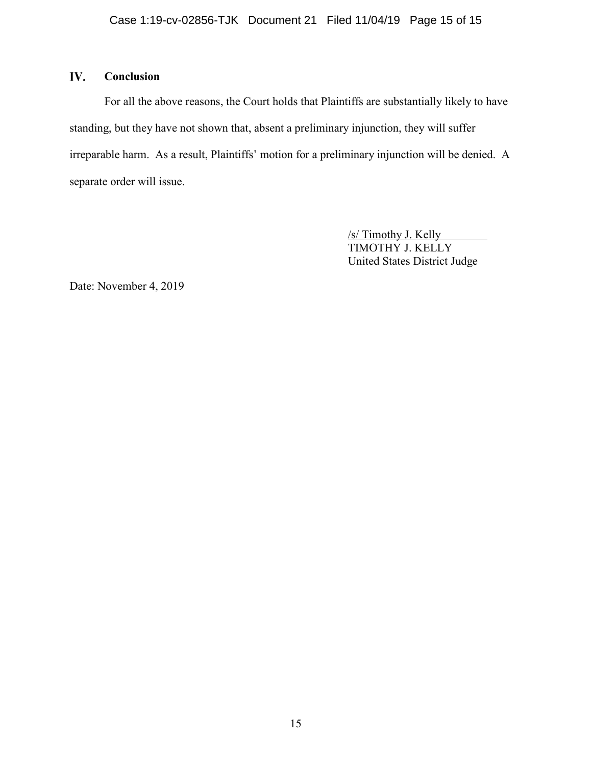## IV. Conclusion

For all the above reasons, the Court holds that Plaintiffs are substantially likely to have standing, but they have not shown that, absent a preliminary injunction, they will suffer irreparable harm. As a result, Plaintiffs' motion for a preliminary injunction will be denied. A separate order will issue.

/s/ Timothy J. Kelly
TIMOTHY J. KELLY
United States District Judge

Date: November 4, 2019